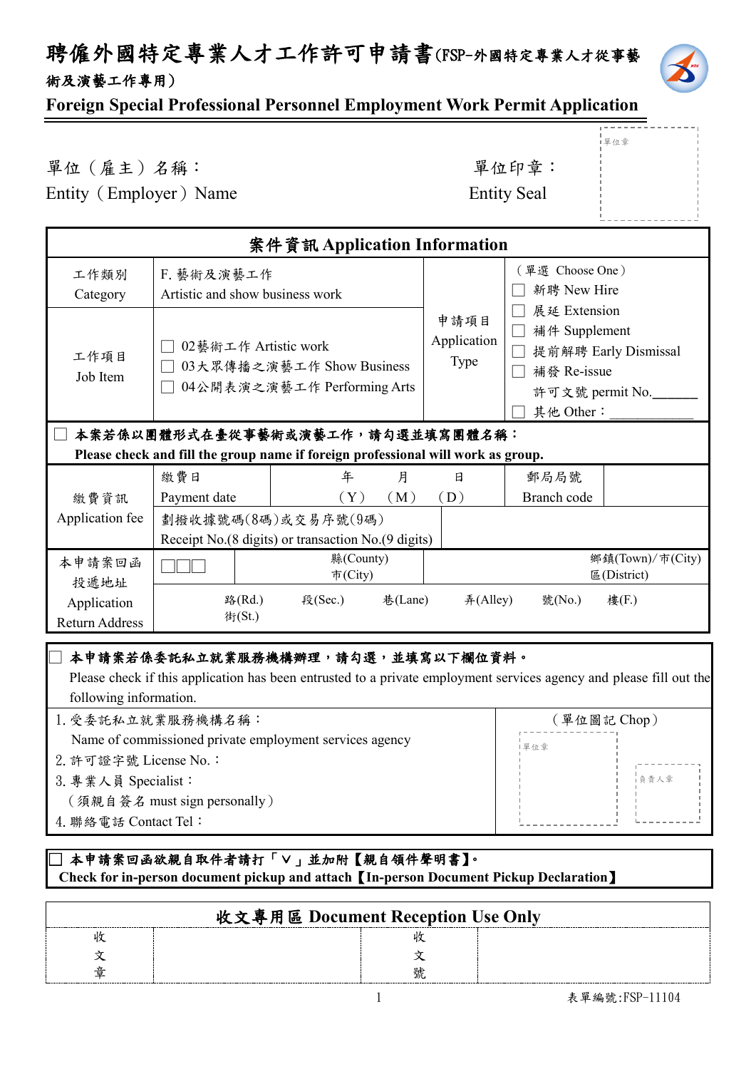# 聘僱外國特定專業人才工作許可申請書(FSP-外國特定專業人才從事藝術及演藝工作專用)

## Foreign Special Professional Personnel Employment Work Permit Application

單位（雇主）名稱：
Entity（Employer）Name

單位印章：
Entity Seal

單位章

| 案件資訊 Application Information | | | |
|---|---|---|---|
| 工作類別<br>Category | F. 藝術及演藝工作<br>Artistic and show business work | 申請項目<br>Application<br>Type | （單選 Choose One）<br>☐ 新聘 New Hire<br>☐ 展延 Extension<br>☐ 補件 Supplement<br>☐ 提前解聘 Early Dismissal<br>☐ 補發 Re-issue<br>許可文號 permit No.\_\_\_\_\_\_\_<br>☐ 其他 Other：\_\_\_\_\_\_\_\_\_\_\_\_ |
| 工作項目<br>Job Item | ☐ 02藝術工作 Artistic work<br>☐ 03大眾傳播之演藝工作 Show Business<br>☐ 04公開表演之演藝工作 Performing Arts | | |

☐ **本案若係以團體形式在臺從事藝術或演藝工作，請勾選並填寫團體名稱：**
**Please check and fill the group name if foreign professional will work as group.**

| | | | | |
|---|---|---|---|---|
| 繳費資訊<br>Application fee | 繳費日<br>Payment date | 年（Y） 月（M） 日（D） | 郵局局號<br>Branch code | |
| | 劃撥收據號碼(8碼)或交易序號(9碼)<br>Receipt No.(8 digits) or transaction No.(9 digits) | | | |
| 本申請案回函投遞地址<br>Application Return Address | ☐☐☐ | 縣(County)<br>市(City) | 鄉鎮(Town)/市(City)<br>區(District) | |
| | 路(Rd.)<br>街(St.) 段(Sec.) 巷(Lane) 弄(Alley) 號(No.) 樓(F.) | | | |

☐ **本申請案若係委託私立就業服務機構辦理，請勾選，並填寫以下欄位資料。**
Please check if this application has been entrusted to a private employment services agency and please fill out the following information.

| | |
|---|---|
| 1. 受委託私立就業服務機構名稱：<br>Name of commissioned private employment services agency<br>2. 許可證字號 License No.：<br>3. 專業人員 Specialist：<br>（須親自簽名 must sign personally）<br>4. 聯絡電話 Contact Tel： | （單位圖記 Chop）<br>單位章 負責人章 |

☐ **本申請案回函欲親自取件者請打「V」並加附【親自領件聲明書】。**
**Check for in-person document pickup and attach【In-person Document Pickup Declaration】**

| 收文專用區 Document Reception Use Only | | | |
|---|---|---|---|
| 收文章 | | 收文號 | |

表單編號:FSP-11104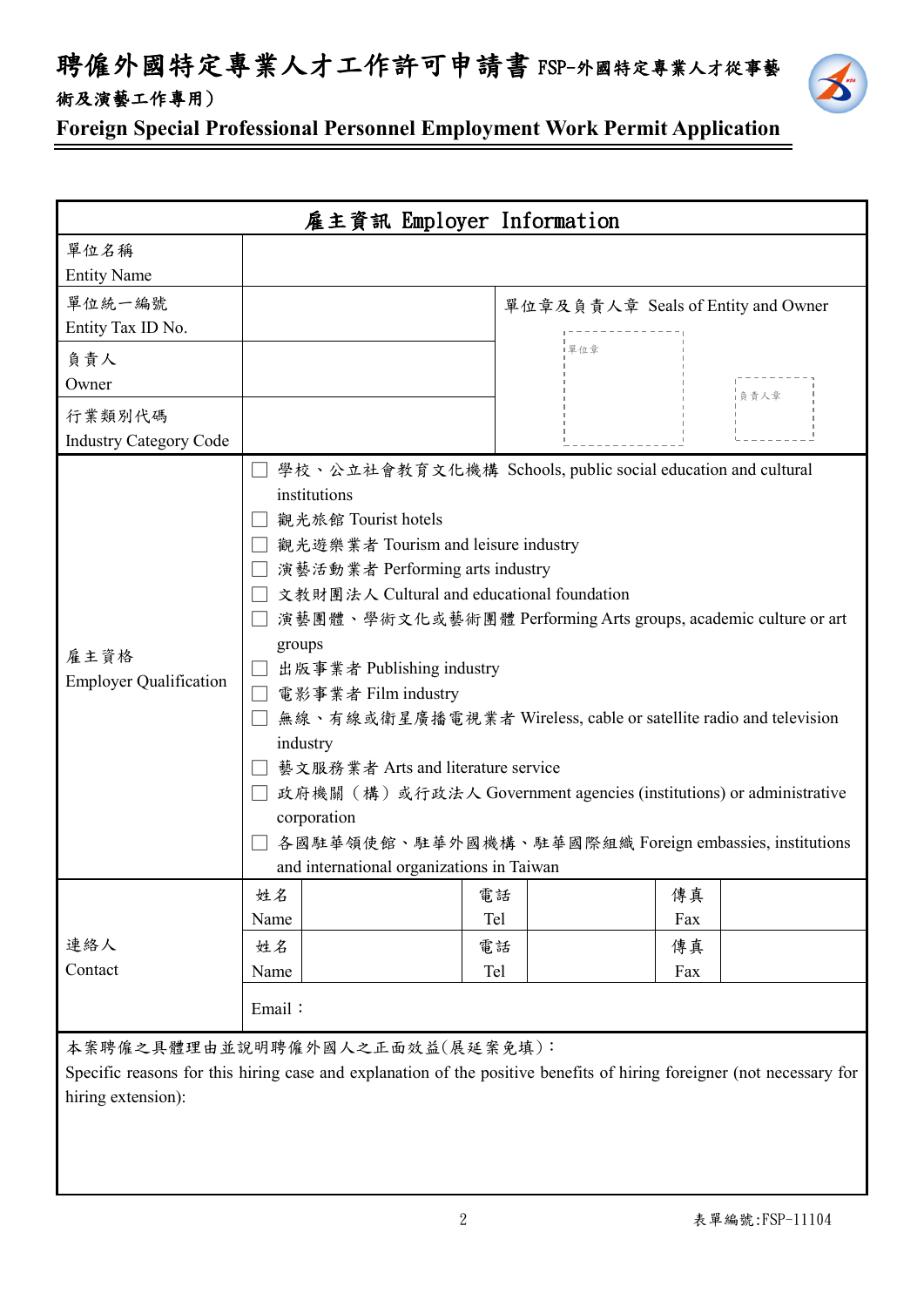# 聘僱外國特定專業人才工作許可申請書 FSP-外國特定專業人才從事藝術及演藝工作專用)

## Foreign Special Professional Personnel Employment Work Permit Application

| 雇主資訊 Employer Information | | | | | | |
|---|---|---|---|---|---|---|
| 單位名稱<br>Entity Name | | | | | | |
| 單位統一編號<br>Entity Tax ID No. | | | 單位章及負責人章 Seals of Entity and Owner<br>單位章 負責人章 | | | |
| 負責人<br>Owner | | | | | | |
| 行業類別代碼<br>Industry Category Code | | | | | | |
| 雇主資格<br>Employer Qualification | ☐ 學校、公立社會教育文化機構 Schools, public social education and cultural institutions<br>☐ 觀光旅館 Tourist hotels<br>☐ 觀光遊樂業者 Tourism and leisure industry<br>☐ 演藝活動業者 Performing arts industry<br>☐ 文教財團法人 Cultural and educational foundation<br>☐ 演藝團體、學術文化或藝術團體 Performing Arts groups, academic culture or art groups<br>☐ 出版事業者 Publishing industry<br>☐ 電影事業者 Film industry<br>☐ 無線、有線或衛星廣播電視業者 Wireless, cable or satellite radio and television industry<br>☐ 藝文服務業者 Arts and literature service<br>☐ 政府機關（構）或行政法人 Government agencies (institutions) or administrative corporation<br>☐ 各國駐華領使館、駐華外國機構、駐華國際組織 Foreign embassies, institutions and international organizations in Taiwan | | | | | |
| 連絡人<br>Contact | 姓名<br>Name | | 電話<br>Tel | | 傳真<br>Fax | |
| | 姓名<br>Name | | 電話<br>Tel | | 傳真<br>Fax | |
| | Email： | | | | | |

本案聘僱之具體理由並說明聘僱外國人之正面效益(展延案免填)：

Specific reasons for this hiring case and explanation of the positive benefits of hiring foreigner (not necessary for hiring extension):

表單編號:FSP-11104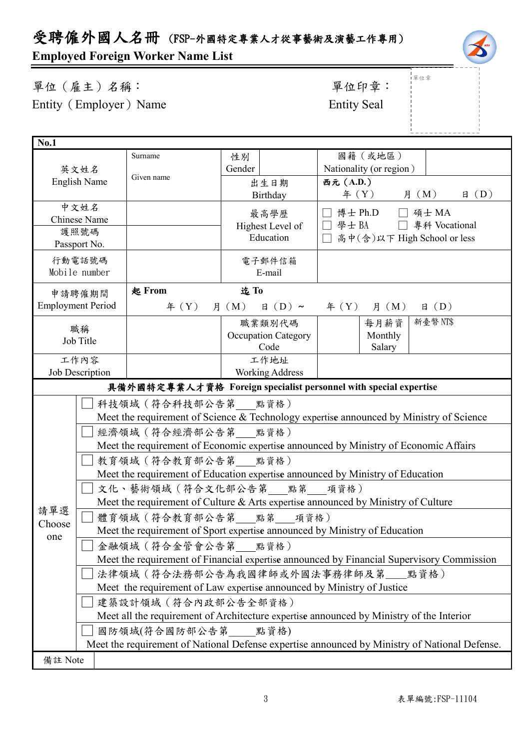# 受聘僱外國人名冊 (FSP-外國特定專業人才從事藝術及演藝工作專用)

## Employed Foreign Worker Name List

單位（雇主）名稱：
Entity（Employer）Name

單位印章：
Entity Seal

單位章

| No.1 | | | | | |
|---|---|---|---|---|---|
| 英文姓名<br>English Name | Surname<br><br>Given name | 性別<br>Gender | | 國籍（或地區）<br>Nationality (or region) | |
| | | 出生日期<br>Birthday | 西元 (A.D.)<br>年（Y） 月（M） 日（D） | | |
| 中文姓名<br>Chinese Name | | 最高學歷<br>Highest Level of Education | ☐ 博士 Ph.D ☐ 碩士 MA<br>☐ 學士 BA ☐ 專科 Vocational<br>☐ 高中(含)以下 High School or less | | |
| 護照號碼<br>Passport No. | | | | | |
| 行動電話號碼<br>Mobile number | | 電子郵件信箱<br>E-mail | | | |
| 申請聘僱期間<br>Employment Period | 起 From<br>年（Y） 月（M） 日（D）～ | 迄 To<br>年（Y） 月（M） 日（D） | | | |
| 職稱<br>Job Title | | 職業類別代碼<br>Occupation Category Code | | 每月薪資<br>Monthly Salary | 新臺幣 NT$ |
| 工作內容<br>Job Description | | 工作地址<br>Working Address | | | |

| 具備外國特定專業人才資格 Foreign specialist personnel with special expertise | |
|---|---|
| 請單選<br>Choose one | ☐ 科技領域（符合科技部公告第\_\_\_\_點資格）<br>Meet the requirement of Science & Technology expertise announced by Ministry of Science |
| | ☐ 經濟領域（符合經濟部公告第\_\_\_\_點資格）<br>Meet the requirement of Economic expertise announced by Ministry of Economic Affairs |
| | ☐ 教育領域（符合教育部公告第\_\_\_\_點資格）<br>Meet the requirement of Education expertise announced by Ministry of Education |
| | ☐ 文化、藝術領域（符合文化部公告第\_\_\_\_點第\_\_\_\_項資格）<br>Meet the requirement of Culture & Arts expertise announced by Ministry of Culture |
| | ☐ 體育領域（符合教育部公告第\_\_\_\_點第\_\_\_\_項資格）<br>Meet the requirement of Sport expertise announced by Ministry of Education |
| | ☐ 金融領域（符合金管會公告第\_\_\_\_點資格）<br>Meet the requirement of Financial expertise announced by Financial Supervisory Commission |
| | ☐ 法律領域（符合法務部公告為我國律師或外國法事務律師及第\_\_\_\_點資格）<br>Meet the requirement of Law expertise announced by Ministry of Justice |
| | ☐ 建築設計領域（符合內政部公告全部資格）<br>Meet all the requirement of Architecture expertise announced by Ministry of the Interior |
| | ☐ 國防領域(符合國防部公告第\_\_\_\_點資格)<br>Meet the requirement of National Defense expertise announced by Ministry of National Defense. |
| 備註 Note | |

表單編號:FSP-11104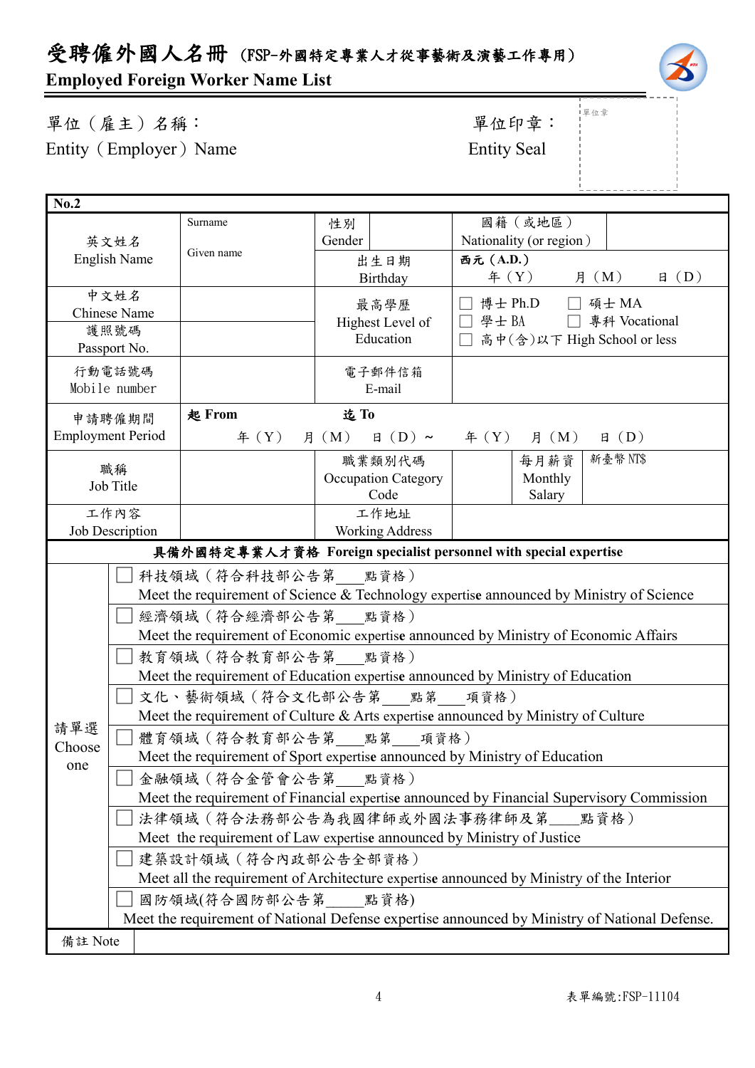# 受聘僱外國人名冊 (FSP-外國特定專業人才從事藝術及演藝工作專用)

**Employed Foreign Worker Name List**

單位（雇主）名稱：
Entity（Employer）Name

單位印章：
Entity Seal

單位章

**No.2**

| 英文姓名 English Name | Surname / Given name | 性別 Gender | | 國籍（或地區） Nationality (or region) | |
|---|---|---|---|---|---|
| | | 出生日期 Birthday | | **西元 (A.D.)** 年（Y） 月（M） 日（D） | |
| 中文姓名 Chinese Name | | 最高學歷 Highest Level of Education | | ☐ 博士 Ph.D ☐ 碩士 MA ☐ 學士 BA ☐ 專科 Vocational ☐ 高中(含)以下 High School or less | |
| 護照號碼 Passport No. | | | | | |
| 行動電話號碼 Mobile number | | 電子郵件信箱 E-mail | | | |
| 申請聘僱期間 Employment Period | **起 From** 年（Y） 月（M） 日（D）~ | **迄 To** 年（Y） 月（M） 日（D） | | | |
| 職稱 Job Title | | 職業類別代碼 Occupation Category Code | | 每月薪資 Monthly Salary | 新臺幣 NT$ |
| 工作內容 Job Description | | 工作地址 Working Address | | | |

**具備外國特定專業人才資格 Foreign specialist personnel with special expertise**

| 請單選 Choose one | |
|---|---|
| | ☐ 科技領域（符合科技部公告第___點資格） Meet the requirement of Science & Technology expertise announced by Ministry of Science |
| | ☐ 經濟領域（符合經濟部公告第___點資格） Meet the requirement of Economic expertise announced by Ministry of Economic Affairs |
| | ☐ 教育領域（符合教育部公告第___點資格） Meet the requirement of Education expertise announced by Ministry of Education |
| | ☐ 文化、藝術領域（符合文化部公告第___點第___項資格） Meet the requirement of Culture & Arts expertise announced by Ministry of Culture |
| | ☐ 體育領域（符合教育部公告第___點第___項資格） Meet the requirement of Sport expertise announced by Ministry of Education |
| | ☐ 金融領域（符合金管會公告第___點資格） Meet the requirement of Financial expertise announced by Financial Supervisory Commission |
| | ☐ 法律領域（符合法務部公告為我國律師或外國法事務律師及第____點資格） Meet the requirement of Law expertise announced by Ministry of Justice |
| | ☐ 建築設計領域（符合內政部公告全部資格） Meet all the requirement of Architecture expertise announced by Ministry of the Interior |
| | ☐ 國防領域(符合國防部公告第_____點資格) Meet the requirement of National Defense expertise announced by Ministry of National Defense. |
| 備註 Note | |

表單編號:FSP-11104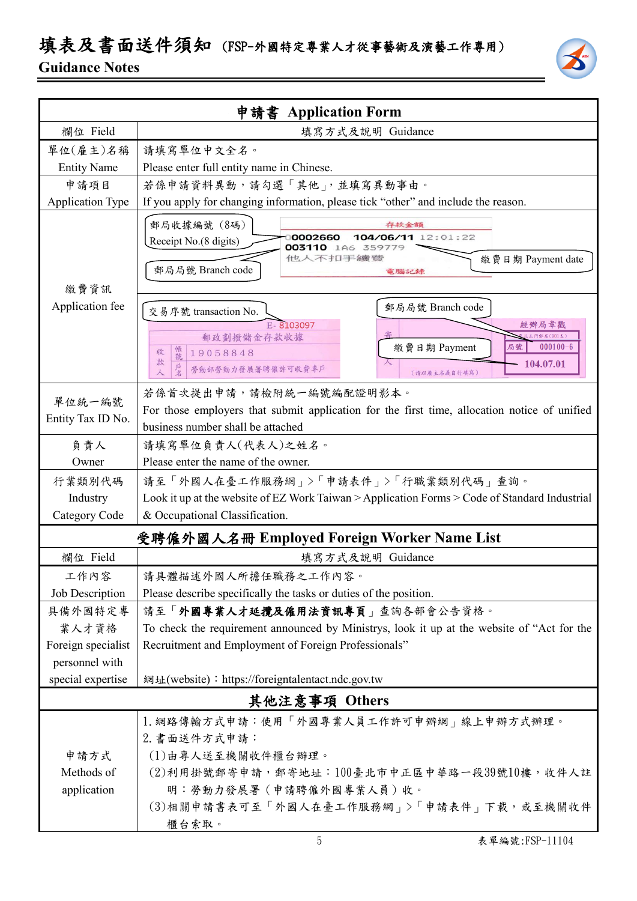# 填表及書面送件須知（FSP-外國特定專業人才從事藝術及演藝工作專用）
## Guidance Notes

| 申請書 Application Form | |
|---|---|
| 欄位 Field | 填寫方式及說明 Guidance |
| 單位(雇主)名稱 Entity Name | 請填寫單位中文全名。 Please enter full entity name in Chinese. |
| 申請項目 Application Type | 若係申請資料異動，請勾選「其他」，並填寫異動事由。 If you apply for changing information, please tick "other" and include the reason. |
| 繳費資訊 Application fee | 郵局收據編號（8碼）Receipt No.(8 digits)；郵局局號 Branch code；繳費日期 Payment date；存款金額；0002660 104/06/11 12:01:22；003110 1A6 359779；他人不扣手續費；電腦記錄。交易序號 transaction No.；郵局局號 Branch code；繳費日期 Payment；E- 8103097；郵政劃撥儲金存款收據；收款人 帳號 19058848；戶名 勞動部勞動力發展署聘僱許可收費專戶；經辦局章戳；局號 000100-6；104.07.01 |
| 單位統一編號 Entity Tax ID No. | 若係首次提出申請，請檢附統一編號編配證明影本。 For those employers that submit application for the first time, allocation notice of unified business number shall be attached |
| 負責人 Owner | 請填寫單位負責人(代表人)之姓名。 Please enter the name of the owner. |
| 行業類別代碼 Industry Category Code | 請至「外國人在臺工作服務網」>「申請表件」>「行職業類別代碼」查詢。 Look it up at the website of EZ Work Taiwan > Application Forms > Code of Standard Industrial & Occupational Classification. |

| 受聘僱外國人名冊 Employed Foreign Worker Name List | |
|---|---|
| 欄位 Field | 填寫方式及說明 Guidance |
| 工作內容 Job Description | 請具體描述外國人所擔任職務之工作內容。 Please describe specifically the tasks or duties of the position. |
| 具備外國特定專業人才資格 Foreign specialist personnel with special expertise | 請至「**外國專業人才延攬及僱用法資訊專頁**」查詢各部會公告資格。 To check the requirement announced by Ministrys, look it up at the website of "Act for the Recruitment and Employment of Foreign Professionals" 網址(website)：https://foreigntalentact.ndc.gov.tw |

| 其他注意事項 Others | |
|---|---|
| 申請方式 Methods of application | 1.網路傳輸方式申請：使用「外國專業人員工作許可申辦網」線上申辦方式辦理。<br>2.書面送件方式申請：<br>(1)由專人送至機關收件櫃台辦理。<br>(2)利用掛號郵寄申請，郵寄地址：100臺北市中正區中華路一段39號10樓，收件人註明：勞動力發展署（申請聘僱外國專業人員）收。<br>(3)相關申請書表可至「外國人在臺工作服務網」>「申請表件」下載，或至機關收件櫃台索取。 |

表單編號:FSP-11104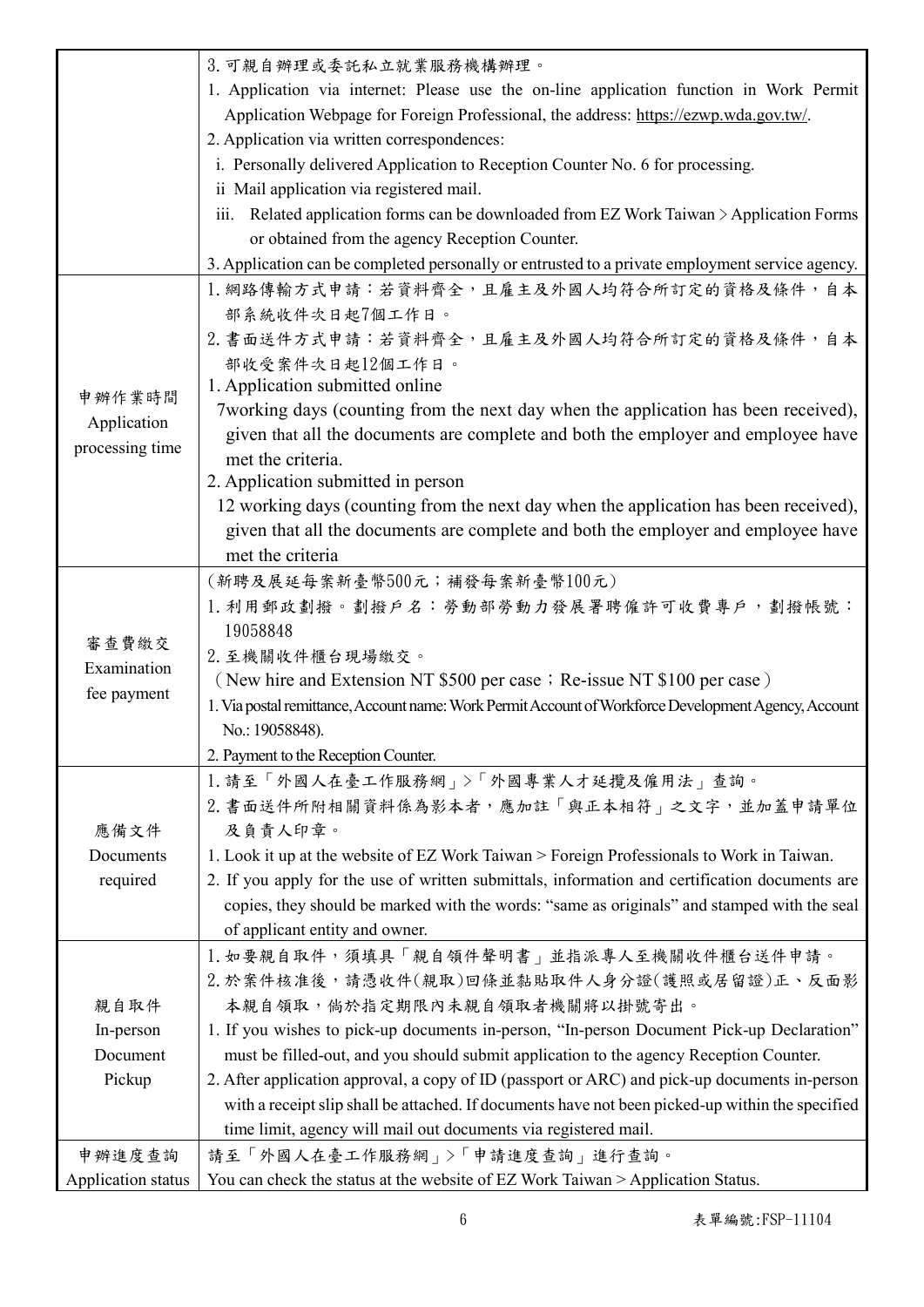| | |
|---|---|
| | 3.可親自辦理或委託私立就業服務機構辦理。<br>1. Application via internet: Please use the on-line application function in Work Permit Application Webpage for Foreign Professional, the address: https://ezwp.wda.gov.tw/.<br>2. Application via written correspondences:<br>i. Personally delivered Application to Reception Counter No. 6 for processing.<br>ii Mail application via registered mail.<br>iii. Related application forms can be downloaded from EZ Work Taiwan > Application Forms or obtained from the agency Reception Counter.<br>3. Application can be completed personally or entrusted to a private employment service agency. |
| 申辦作業時間<br>Application processing time | 1.網路傳輸方式申請：若資料齊全，且雇主及外國人均符合所訂定的資格及條件，自本部系統收件次日起7個工作日。<br>2.書面送件方式申請：若資料齊全，且雇主及外國人均符合所訂定的資格及條件，自本部收受案件次日起12個工作日。<br>1. Application submitted online<br>7working days (counting from the next day when the application has been received), given that all the documents are complete and both the employer and employee have met the criteria.<br>2. Application submitted in person<br>12 working days (counting from the next day when the application has been received), given that all the documents are complete and both the employer and employee have met the criteria |
| 審查費繳交<br>Examination fee payment | (新聘及展延每案新臺幣500元；補發每案新臺幣100元)<br>1.利用郵政劃撥。劃撥戶名：勞動部勞動力發展署聘僱許可收費專戶，劃撥帳號：19058848<br>2.至機關收件櫃台現場繳交。<br>(New hire and Extension NT $500 per case；Re-issue NT $100 per case)<br>1. Via postal remittance, Account name: Work Permit Account of Workforce Development Agency, Account No.: 19058848).<br>2. Payment to the Reception Counter. |
| 應備文件<br>Documents required | 1.請至「外國人在臺工作服務網」>「外國專業人才延攬及僱用法」查詢。<br>2.書面送件所附相關資料係為影本者，應加註「與正本相符」之文字，並加蓋申請單位及負責人印章。<br>1. Look it up at the website of EZ Work Taiwan > Foreign Professionals to Work in Taiwan.<br>2. If you apply for the use of written submittals, information and certification documents are copies, they should be marked with the words: "same as originals" and stamped with the seal of applicant entity and owner. |
| 親自取件<br>In-person Document Pickup | 1.如要親自取件，須填具「親自領件聲明書」並指派專人至機關收件櫃台送件申請。<br>2.於案件核准後，請憑收件(親取)回條並黏貼取件人身分證(護照或居留證)正、反面影本親自領取，倘於指定期限內未親自領取者機關將以掛號寄出。<br>1. If you wishes to pick-up documents in-person, "In-person Document Pick-up Declaration" must be filled-out, and you should submit application to the agency Reception Counter.<br>2. After application approval, a copy of ID (passport or ARC) and pick-up documents in-person with a receipt slip shall be attached. If documents have not been picked-up within the specified time limit, agency will mail out documents via registered mail. |
| 申辦進度查詢<br>Application status | 請至「外國人在臺工作服務網」>「申請進度查詢」進行查詢。<br>You can check the status at the website of EZ Work Taiwan > Application Status. |

表單編號:FSP-11104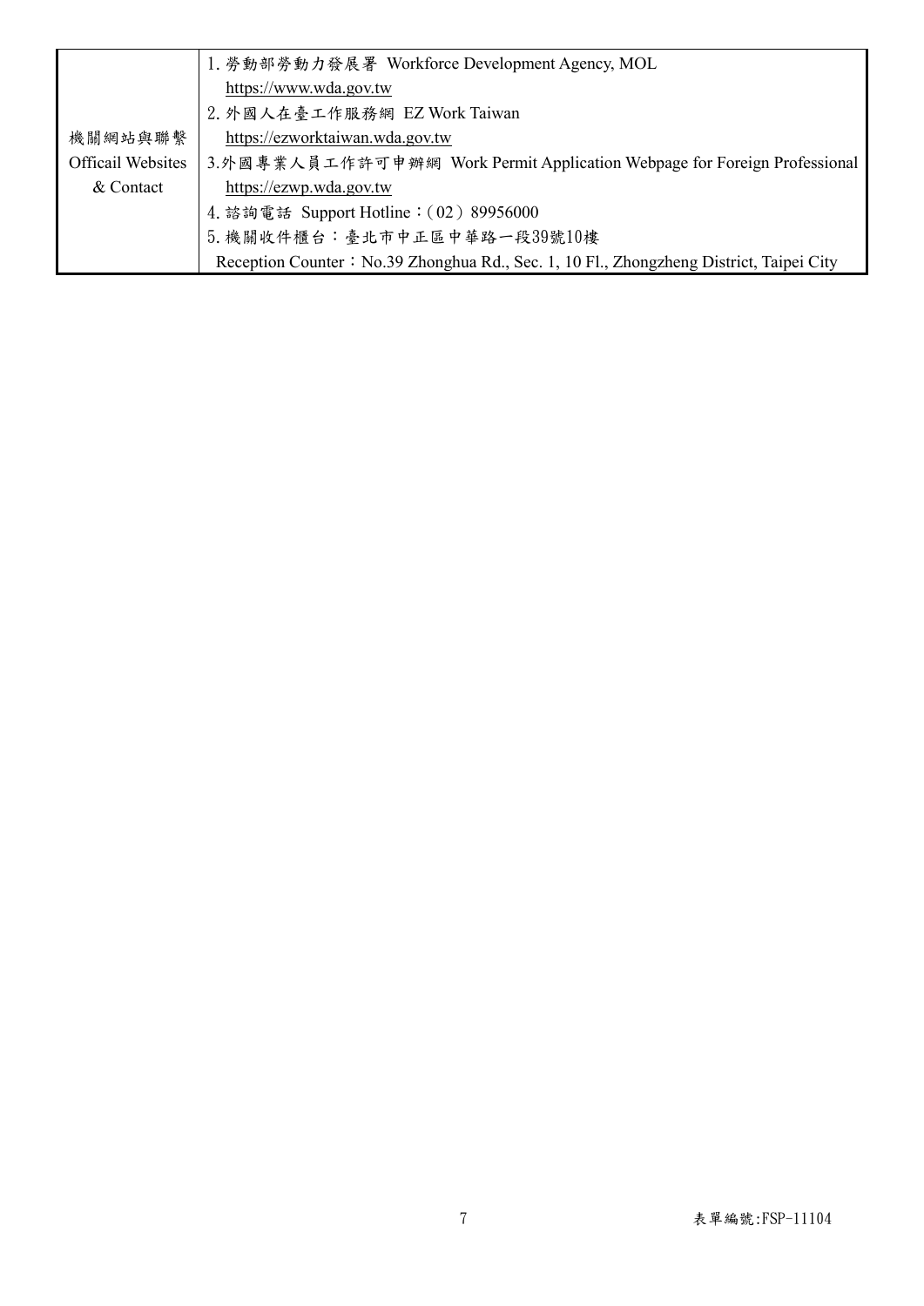| | |
|---|---|
| 機關網站與聯繫<br>Officail Websites<br>& Contact | 1. 勞動部勞動力發展署 Workforce Development Agency, MOL<br>https://www.wda.gov.tw<br>2. 外國人在臺工作服務網 EZ Work Taiwan<br>https://ezworktaiwan.wda.gov.tw<br>3.外國專業人員工作許可申辦網 Work Permit Application Webpage for Foreign Professional<br>https://ezwp.wda.gov.tw<br>4. 諮詢電話 Support Hotline：(02) 89956000<br>5. 機關收件櫃台：臺北市中正區中華路一段39號10樓<br>Reception Counter：No.39 Zhonghua Rd., Sec. 1, 10 Fl., Zhongzheng District, Taipei City |

表單編號:FSP-11104